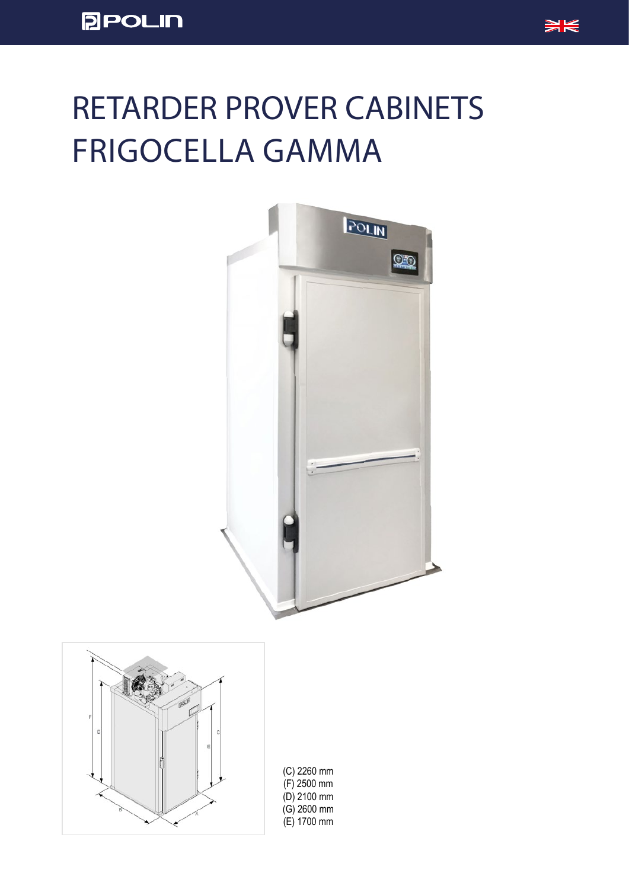# RETARDER PROVER CABINETS FRIGOCELLA GAMMA

(C) 2260 mm
(F) 2500 mm
(D) 2100 mm
(G) 2600 mm
(E) 1700 mm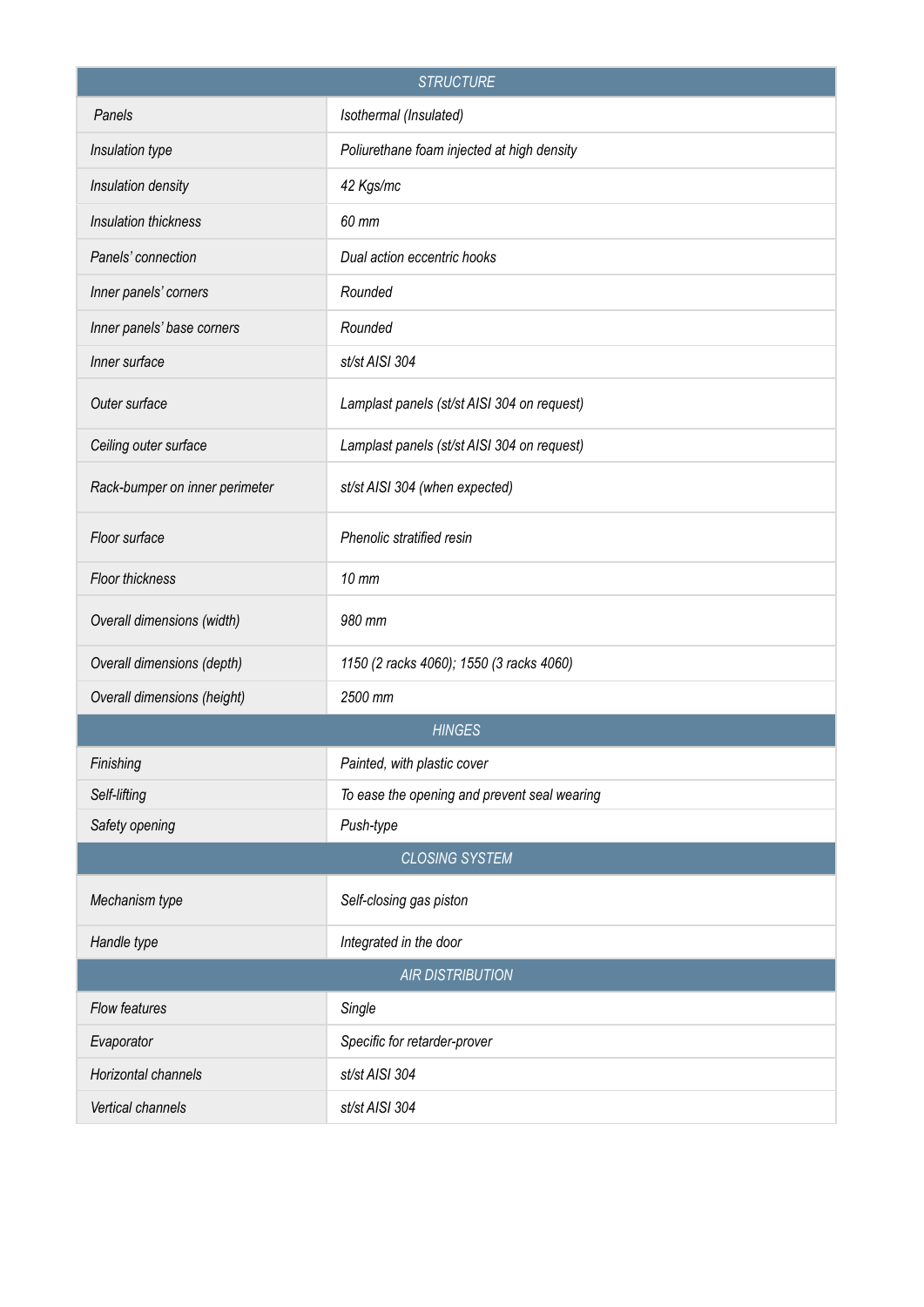| STRUCTURE | |
|---|---|
| *Panels* | *Isothermal (Insulated)* |
| *Insulation type* | *Poliurethane foam injected at high density* |
| *Insulation density* | *42 Kgs/mc* |
| *Insulation thickness* | *60 mm* |
| *Panels' connection* | *Dual action eccentric hooks* |
| *Inner panels' corners* | *Rounded* |
| *Inner panels' base corners* | *Rounded* |
| *Inner surface* | *st/st AISI 304* |
| *Outer surface* | *Lamplast panels (st/st AISI 304 on request)* |
| *Ceiling outer surface* | *Lamplast panels (st/st AISI 304 on request)* |
| *Rack-bumper on inner perimeter* | *st/st AISI 304 (when expected)* |
| *Floor surface* | *Phenolic stratified resin* |
| *Floor thickness* | *10 mm* |
| *Overall dimensions (width)* | *980 mm* |
| *Overall dimensions (depth)* | *1150 (2 racks 4060); 1550 (3 racks 4060)* |
| *Overall dimensions (height)* | *2500 mm* |
| **HINGES** | |
| *Finishing* | *Painted, with plastic cover* |
| *Self-lifting* | *To ease the opening and prevent seal wearing* |
| *Safety opening* | *Push-type* |
| **CLOSING SYSTEM** | |
| *Mechanism type* | *Self-closing gas piston* |
| *Handle type* | *Integrated in the door* |
| **AIR DISTRIBUTION** | |
| *Flow features* | *Single* |
| *Evaporator* | *Specific for retarder-prover* |
| *Horizontal channels* | *st/st AISI 304* |
| *Vertical channels* | *st/st AISI 304* |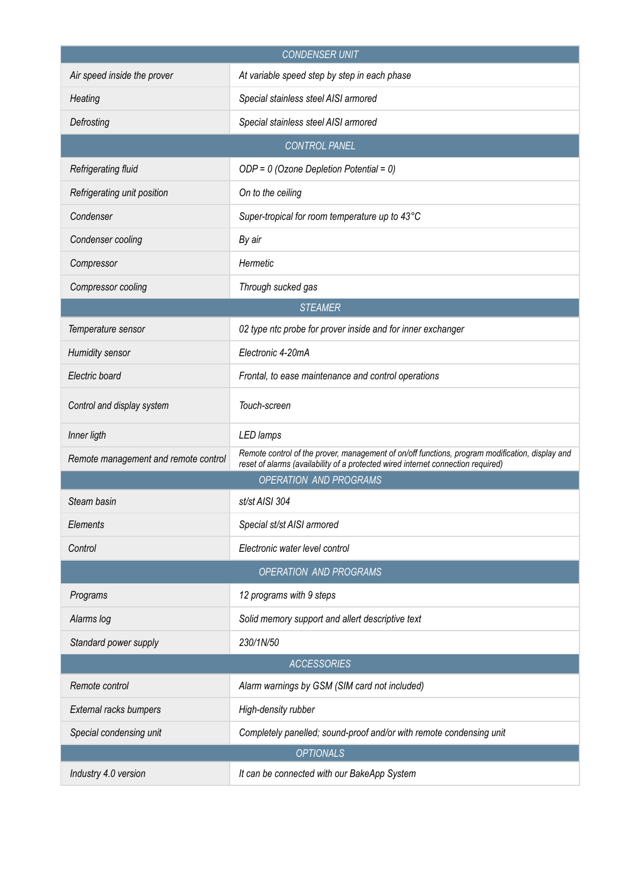| CONDENSER UNIT | |
|---|---|
| Air speed inside the prover | At variable speed step by step in each phase |
| Heating | Special stainless steel AISI armored |
| Defrosting | Special stainless steel AISI armored |
| **CONTROL PANEL** | |
| Refrigerating fluid | ODP = 0 (Ozone Depletion Potential = 0) |
| Refrigerating unit position | On to the ceiling |
| Condenser | Super-tropical for room temperature up to 43°C |
| Condenser cooling | By air |
| Compressor | Hermetic |
| Compressor cooling | Through sucked gas |
| **STEAMER** | |
| Temperature sensor | 02 type ntc probe for prover inside and for inner exchanger |
| Humidity sensor | Electronic 4-20mA |
| Electric board | Frontal, to ease maintenance and control operations |
| Control and display system | Touch-screen |
| Inner ligth | LED lamps |
| Remote management and remote control | Remote control of the prover, management of on/off functions, program modification, display and reset of alarms (availability of a protected wired internet connection required) |
| **OPERATION AND PROGRAMS** | |
| Steam basin | st/st AISI 304 |
| Elements | Special st/st AISI armored |
| Control | Electronic water level control |
| **OPERATION AND PROGRAMS** | |
| Programs | 12 programs with 9 steps |
| Alarms log | Solid memory support and allert descriptive text |
| Standard power supply | 230/1N/50 |
| **ACCESSORIES** | |
| Remote control | Alarm warnings by GSM (SIM card not included) |
| External racks bumpers | High-density rubber |
| Special condensing unit | Completely panelled; sound-proof and/or with remote condensing unit |
| **OPTIONALS** | |
| Industry 4.0 version | It can be connected with our BakeApp System |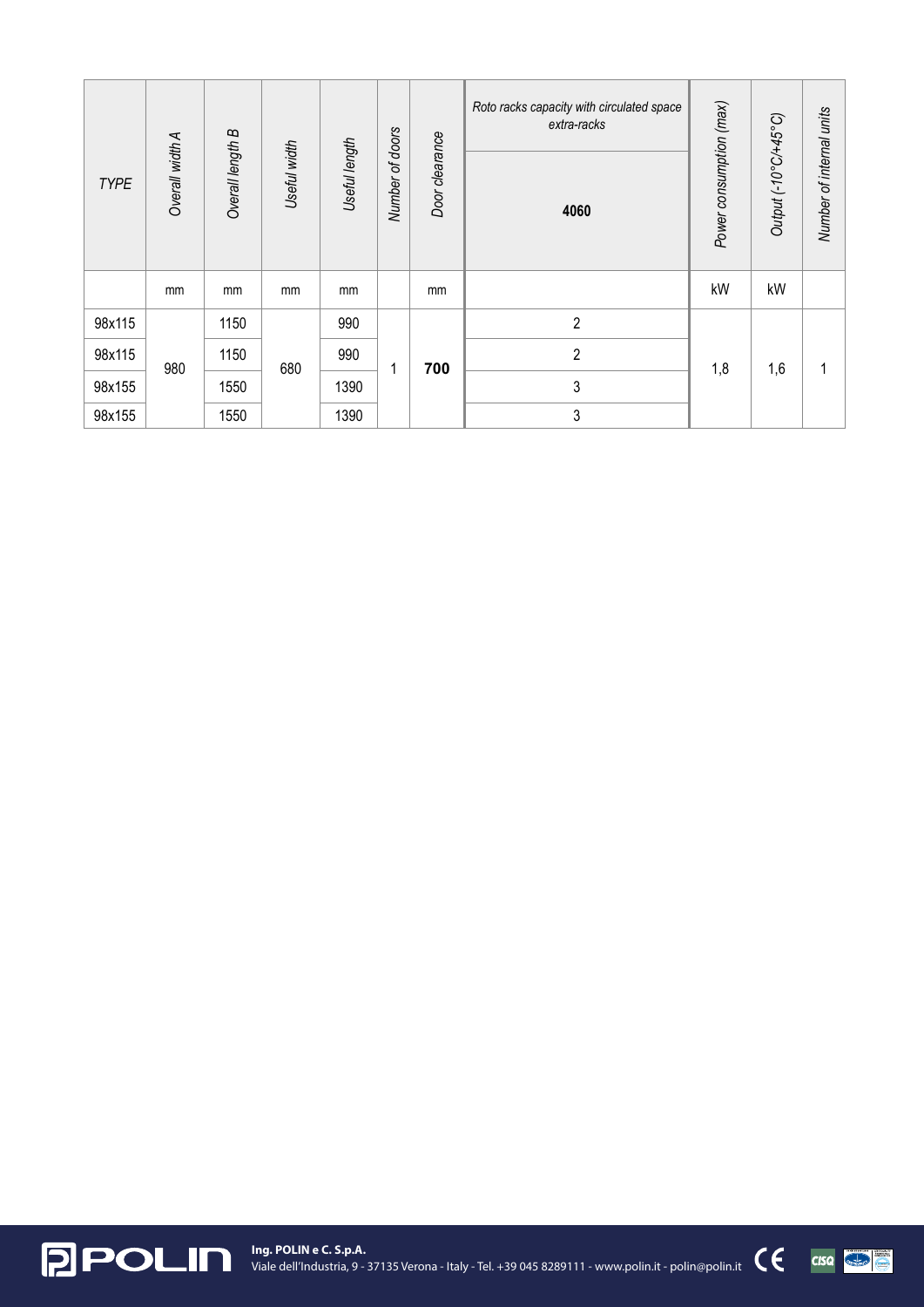| *TYPE* | *Overall width A* | *Overall length B* | *Useful width* | *Useful length* | *Number of doors* | *Door clearance* | *Roto racks capacity with circulated space extra-racks* | *Power consumption (max)* | *Output (-10°C/+45°C)* | *Number of internal units* |
|---|---|---|---|---|---|---|---|---|---|---|
| | | | | | | | **4060** | | | |
| | mm | mm | mm | mm | | mm | | kW | kW | |
| 98x115 | 980 | 1150 | 680 | 990 | 1 | **700** | 2 | 1,8 | 1,6 | 1 |
| 98x115 | | 1150 | | 990 | | | 2 | | | |
| 98x155 | | 1550 | | 1390 | | | 3 | | | |
| 98x155 | | 1550 | | 1390 | | | 3 | | | |

**Ing. POLIN e C. S.p.A.**
Viale dell'Industria, 9 - 37135 Verona - Italy - Tel. +39 045 8289111 - www.polin.it - polin@polin.it